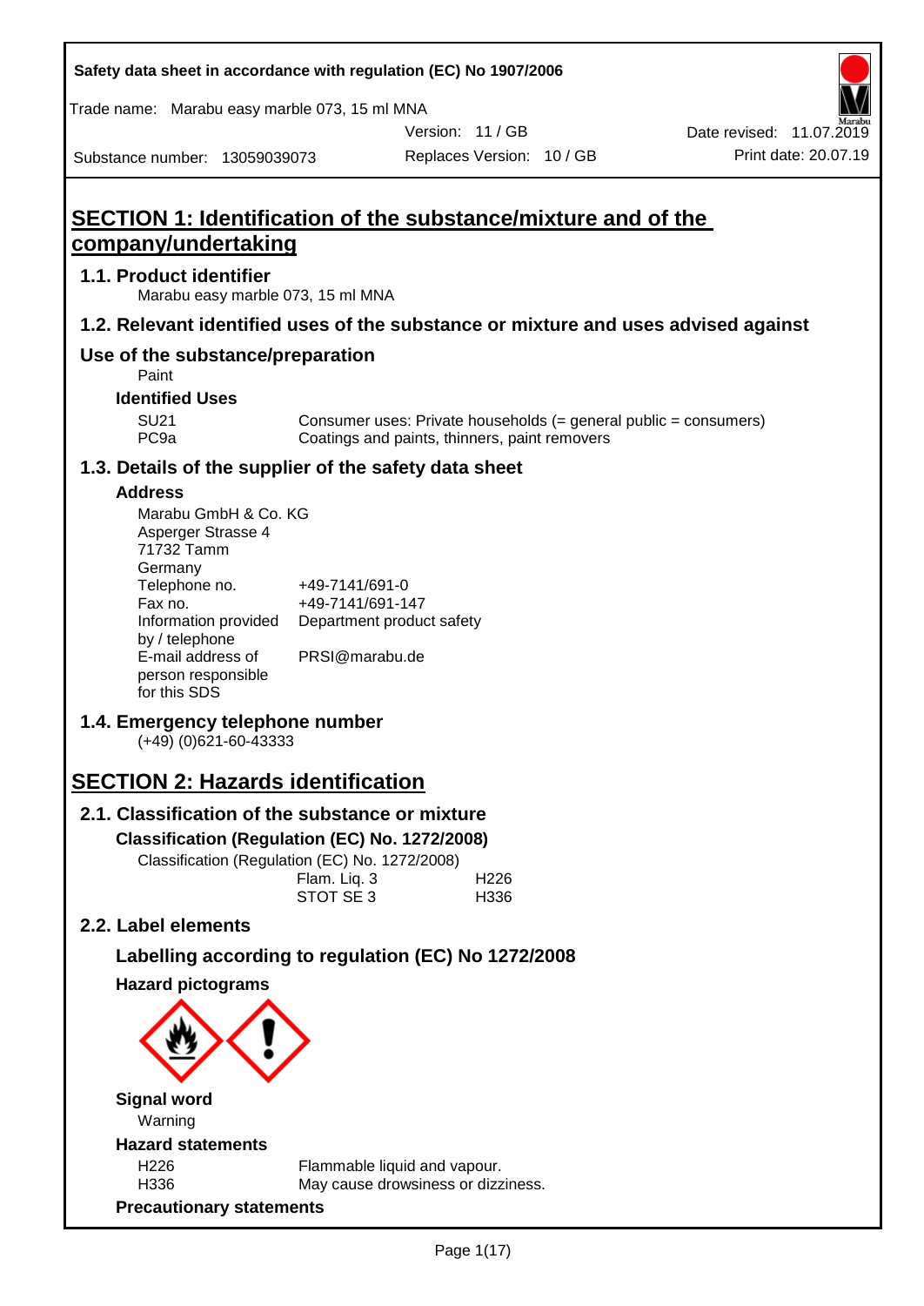Safety data sheet in accordance with regulation (EC) No 1907/2006

Trade name: Marabu easy marble 073, 15 ml MNA

Version: 11 / GB

Date revised: 11.07.2019

Substance number: 13059039073

Replaces Version: 10 / GB

Print date: 20.07.19

# SECTION 1: Identification of the substance/mixture and of the company/undertaking

## 1.1. Product identifier

Marabu easy marble 073, 15 ml MNA

## 1.2. Relevant identified uses of the substance or mixture and uses advised against

## Use of the substance/preparation

Paint

### Identified Uses

| | |
|---|---|
| SU21 | Consumer uses: Private households (= general public = consumers) |
| PC9a | Coatings and paints, thinners, paint removers |

## 1.3. Details of the supplier of the safety data sheet

### Address

Marabu GmbH & Co. KG
Asperger Strasse 4
71732 Tamm
Germany

| | |
|---|---|
| Telephone no. | +49-7141/691-0 |
| Fax no. | +49-7141/691-147 |
| Information provided by / telephone | Department product safety |
| E-mail address of person responsible for this SDS | PRSI@marabu.de |

## 1.4. Emergency telephone number

(+49) (0)621-60-43333

# SECTION 2: Hazards identification

## 2.1. Classification of the substance or mixture

### Classification (Regulation (EC) No. 1272/2008)

Classification (Regulation (EC) No. 1272/2008)

| | |
|---|---|
| Flam. Liq. 3 | H226 |
| STOT SE 3 | H336 |

## 2.2. Label elements

### Labelling according to regulation (EC) No 1272/2008

### Hazard pictograms

### Signal word

Warning

### Hazard statements

| | |
|---|---|
| H226 | Flammable liquid and vapour. |
| H336 | May cause drowsiness or dizziness. |

### Precautionary statements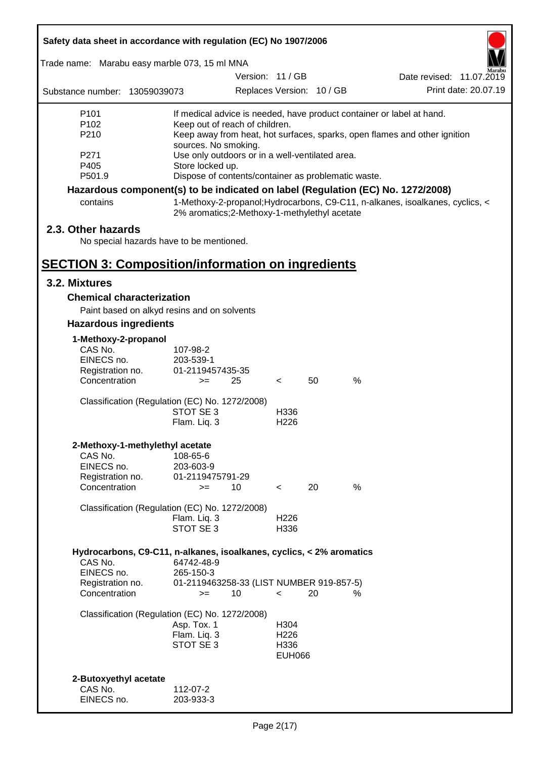| | |
|---|---|
| P101 | If medical advice is needed, have product container or label at hand. |
| P102 | Keep out of reach of children. |
| P210 | Keep away from heat, hot surfaces, sparks, open flames and other ignition sources. No smoking. |
| P271 | Use only outdoors or in a well-ventilated area. |
| P405 | Store locked up. |
| P501.9 | Dispose of contents/container as problematic waste. |

**Hazardous component(s) to be indicated on label (Regulation (EC) No. 1272/2008)**

| | |
|---|---|
| contains | 1-Methoxy-2-propanol;Hydrocarbons, C9-C11, n-alkanes, isoalkanes, cyclics, < 2% aromatics;2-Methoxy-1-methylethyl acetate |

## 2.3. Other hazards

No special hazards have to be mentioned.

# SECTION 3: Composition/information on ingredients

## 3.2. Mixtures

### Chemical characterization

Paint based on alkyd resins and on solvents

### Hazardous ingredients

**1-Methoxy-2-propanol**

| | | | | | |
|---|---|---|---|---|---|
| CAS No. | 107-98-2 | | | | |
| EINECS no. | 203-539-1 | | | | |
| Registration no. | 01-2119457435-35 | | | | |
| Concentration | >= | 25 | < | 50 | % |

Classification (Regulation (EC) No. 1272/2008)

| | |
|---|---|
| STOT SE 3 | H336 |
| Flam. Liq. 3 | H226 |

**2-Methoxy-1-methylethyl acetate**

| | | | | | |
|---|---|---|---|---|---|
| CAS No. | 108-65-6 | | | | |
| EINECS no. | 203-603-9 | | | | |
| Registration no. | 01-2119475791-29 | | | | |
| Concentration | >= | 10 | < | 20 | % |

Classification (Regulation (EC) No. 1272/2008)

| | |
|---|---|
| Flam. Liq. 3 | H226 |
| STOT SE 3 | H336 |

**Hydrocarbons, C9-C11, n-alkanes, isoalkanes, cyclics, < 2% aromatics**

| | | | | | |
|---|---|---|---|---|---|
| CAS No. | 64742-48-9 | | | | |
| EINECS no. | 265-150-3 | | | | |
| Registration no. | 01-2119463258-33 (LIST NUMBER 919-857-5) | | | | |
| Concentration | >= | 10 | < | 20 | % |

Classification (Regulation (EC) No. 1272/2008)

| | |
|---|---|
| Asp. Tox. 1 | H304 |
| Flam. Liq. 3 | H226 |
| STOT SE 3 | H336 |
| | EUH066 |

**2-Butoxyethyl acetate**

| | |
|---|---|
| CAS No. | 112-07-2 |
| EINECS no. | 203-933-3 |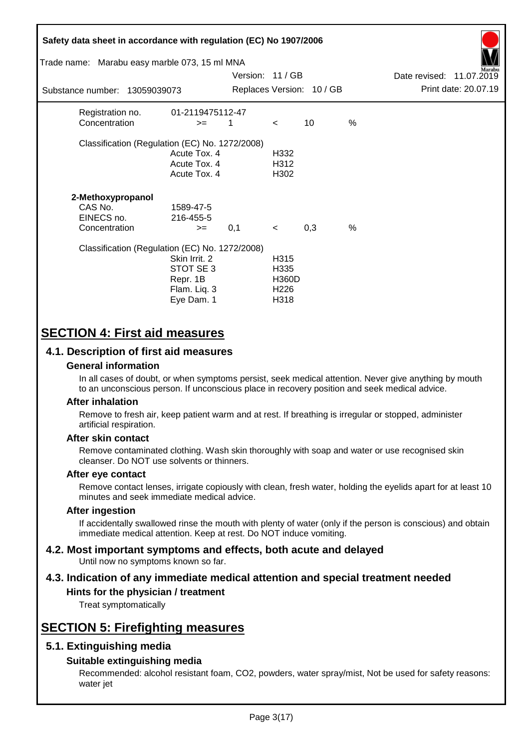| | | | | | |
|---|---|---|---|---|---|
| Registration no. | 01-2119475112-47 | | | | |
| Concentration | >= | 1 | < | 10 | % |

Classification (Regulation (EC) No. 1272/2008)

| | |
|---|---|
| Acute Tox. 4 | H332 |
| Acute Tox. 4 | H312 |
| Acute Tox. 4 | H302 |

**2-Methoxypropanol**

| | | | | | |
|---|---|---|---|---|---|
| CAS No. | 1589-47-5 | | | | |
| EINECS no. | 216-455-5 | | | | |
| Concentration | >= | 0,1 | < | 0,3 | % |

Classification (Regulation (EC) No. 1272/2008)

| | |
|---|---|
| Skin Irrit. 2 | H315 |
| STOT SE 3 | H335 |
| Repr. 1B | H360D |
| Flam. Liq. 3 | H226 |
| Eye Dam. 1 | H318 |

# SECTION 4: First aid measures

## 4.1. Description of first aid measures

### General information

In all cases of doubt, or when symptoms persist, seek medical attention. Never give anything by mouth to an unconscious person. If unconscious place in recovery position and seek medical advice.

### After inhalation

Remove to fresh air, keep patient warm and at rest. If breathing is irregular or stopped, administer artificial respiration.

### After skin contact

Remove contaminated clothing. Wash skin thoroughly with soap and water or use recognised skin cleanser. Do NOT use solvents or thinners.

### After eye contact

Remove contact lenses, irrigate copiously with clean, fresh water, holding the eyelids apart for at least 10 minutes and seek immediate medical advice.

### After ingestion

If accidentally swallowed rinse the mouth with plenty of water (only if the person is conscious) and obtain immediate medical attention. Keep at rest. Do NOT induce vomiting.

## 4.2. Most important symptoms and effects, both acute and delayed

Until now no symptoms known so far.

## 4.3. Indication of any immediate medical attention and special treatment needed

### Hints for the physician / treatment

Treat symptomatically

# SECTION 5: Firefighting measures

## 5.1. Extinguishing media

### Suitable extinguishing media

Recommended: alcohol resistant foam, $CO_2$, powders, water spray/mist, Not be used for safety reasons: water jet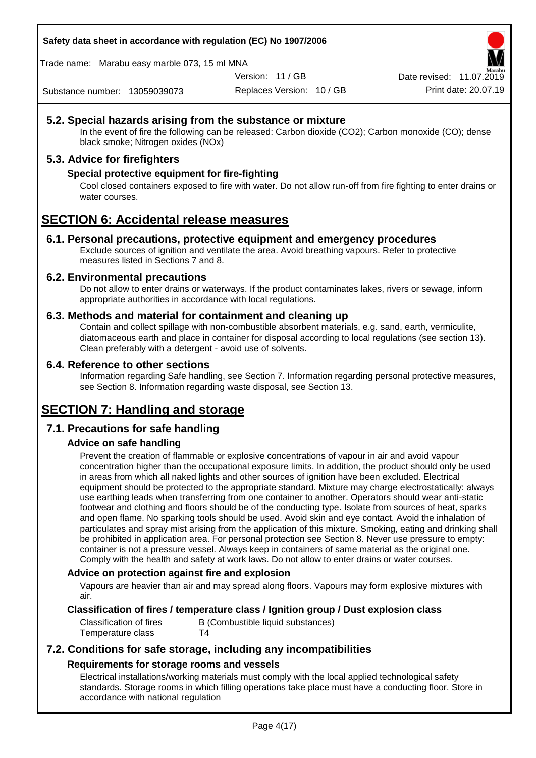## 5.2. Special hazards arising from the substance or mixture

In the event of fire the following can be released: Carbon dioxide ($CO_2$); Carbon monoxide (CO); dense black smoke; Nitrogen oxides (NOx)

## 5.3. Advice for firefighters

### Special protective equipment for fire-fighting

Cool closed containers exposed to fire with water. Do not allow run-off from fire fighting to enter drains or water courses.

# SECTION 6: Accidental release measures

## 6.1. Personal precautions, protective equipment and emergency procedures

Exclude sources of ignition and ventilate the area. Avoid breathing vapours. Refer to protective measures listed in Sections 7 and 8.

## 6.2. Environmental precautions

Do not allow to enter drains or waterways. If the product contaminates lakes, rivers or sewage, inform appropriate authorities in accordance with local regulations.

## 6.3. Methods and material for containment and cleaning up

Contain and collect spillage with non-combustible absorbent materials, e.g. sand, earth, vermiculite, diatomaceous earth and place in container for disposal according to local regulations (see section 13). Clean preferably with a detergent - avoid use of solvents.

## 6.4. Reference to other sections

Information regarding Safe handling, see Section 7. Information regarding personal protective measures, see Section 8. Information regarding waste disposal, see Section 13.

# SECTION 7: Handling and storage

## 7.1. Precautions for safe handling

### Advice on safe handling

Prevent the creation of flammable or explosive concentrations of vapour in air and avoid vapour concentration higher than the occupational exposure limits. In addition, the product should only be used in areas from which all naked lights and other sources of ignition have been excluded. Electrical equipment should be protected to the appropriate standard. Mixture may charge electrostatically: always use earthing leads when transferring from one container to another. Operators should wear anti-static footwear and clothing and floors should be of the conducting type. Isolate from sources of heat, sparks and open flame. No sparking tools should be used. Avoid skin and eye contact. Avoid the inhalation of particulates and spray mist arising from the application of this mixture. Smoking, eating and drinking shall be prohibited in application area. For personal protection see Section 8. Never use pressure to empty: container is not a pressure vessel. Always keep in containers of same material as the original one. Comply with the health and safety at work laws. Do not allow to enter drains or water courses.

### Advice on protection against fire and explosion

Vapours are heavier than air and may spread along floors. Vapours may form explosive mixtures with air.

### Classification of fires / temperature class / Ignition group / Dust explosion class

| | |
|---|---|
| Classification of fires | B (Combustible liquid substances) |
| Temperature class | T4 |

## 7.2. Conditions for safe storage, including any incompatibilities

### Requirements for storage rooms and vessels

Electrical installations/working materials must comply with the local applied technological safety standards. Storage rooms in which filling operations take place must have a conducting floor. Store in accordance with national regulation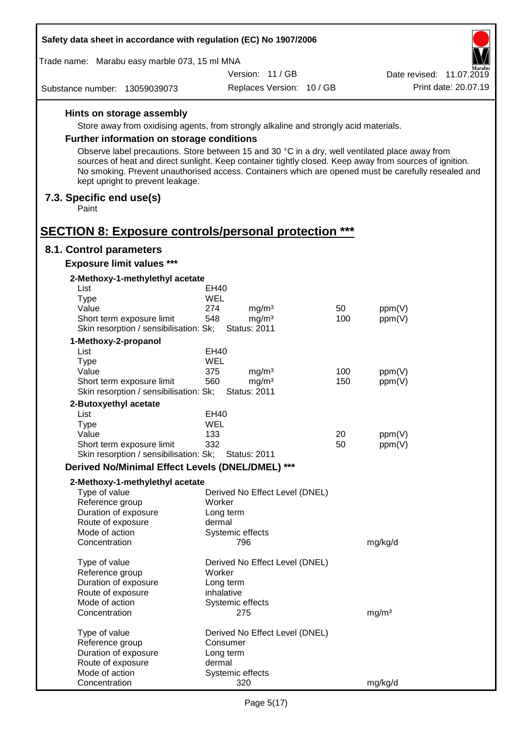### Hints on storage assembly

Store away from oxidising agents, from strongly alkaline and strongly acid materials.

### Further information on storage conditions

Observe label precautions. Store between 15 and 30 °C in a dry, well ventilated place away from sources of heat and direct sunlight. Keep container tightly closed. Keep away from sources of ignition. No smoking. Prevent unauthorised access. Containers which are opened must be carefully resealed and kept upright to prevent leakage.

## 7.3. Specific end use(s)

Paint

# SECTION 8: Exposure controls/personal protection ***

## 8.1. Control parameters

### Exposure limit values ***

**2-Methoxy-1-methylethyl acetate**

| | | | | |
|---|---|---|---|---|
| List | EH40 | | | |
| Type | WEL | | | |
| Value | 274 | mg/m³ | 50 | ppm(V) |
| Short term exposure limit | 548 | mg/m³ | 100 | ppm(V) |
| Skin resorption / sensibilisation: Sk; | Status: 2011 | | | |

**1-Methoxy-2-propanol**

| | | | | |
|---|---|---|---|---|
| List | EH40 | | | |
| Type | WEL | | | |
| Value | 375 | mg/m³ | 100 | ppm(V) |
| Short term exposure limit | 560 | mg/m³ | 150 | ppm(V) |
| Skin resorption / sensibilisation: Sk; | Status: 2011 | | | |

**2-Butoxyethyl acetate**

| | | | | |
|---|---|---|---|---|
| List | EH40 | | | |
| Type | WEL | | | |
| Value | 133 | | 20 | ppm(V) |
| Short term exposure limit | 332 | | 50 | ppm(V) |
| Skin resorption / sensibilisation: Sk; | Status: 2011 | | | |

### Derived No/Minimal Effect Levels (DNEL/DMEL) ***

**2-Methoxy-1-methylethyl acetate**

| | | |
|---|---|---|
| Type of value | Derived No Effect Level (DNEL) | |
| Reference group | Worker | |
| Duration of exposure | Long term | |
| Route of exposure | dermal | |
| Mode of action | Systemic effects | |
| Concentration | 796 | mg/kg/d |

| | | |
|---|---|---|
| Type of value | Derived No Effect Level (DNEL) | |
| Reference group | Worker | |
| Duration of exposure | Long term | |
| Route of exposure | inhalative | |
| Mode of action | Systemic effects | |
| Concentration | 275 | mg/m³ |

| | | |
|---|---|---|
| Type of value | Derived No Effect Level (DNEL) | |
| Reference group | Consumer | |
| Duration of exposure | Long term | |
| Route of exposure | dermal | |
| Mode of action | Systemic effects | |
| Concentration | 320 | mg/kg/d |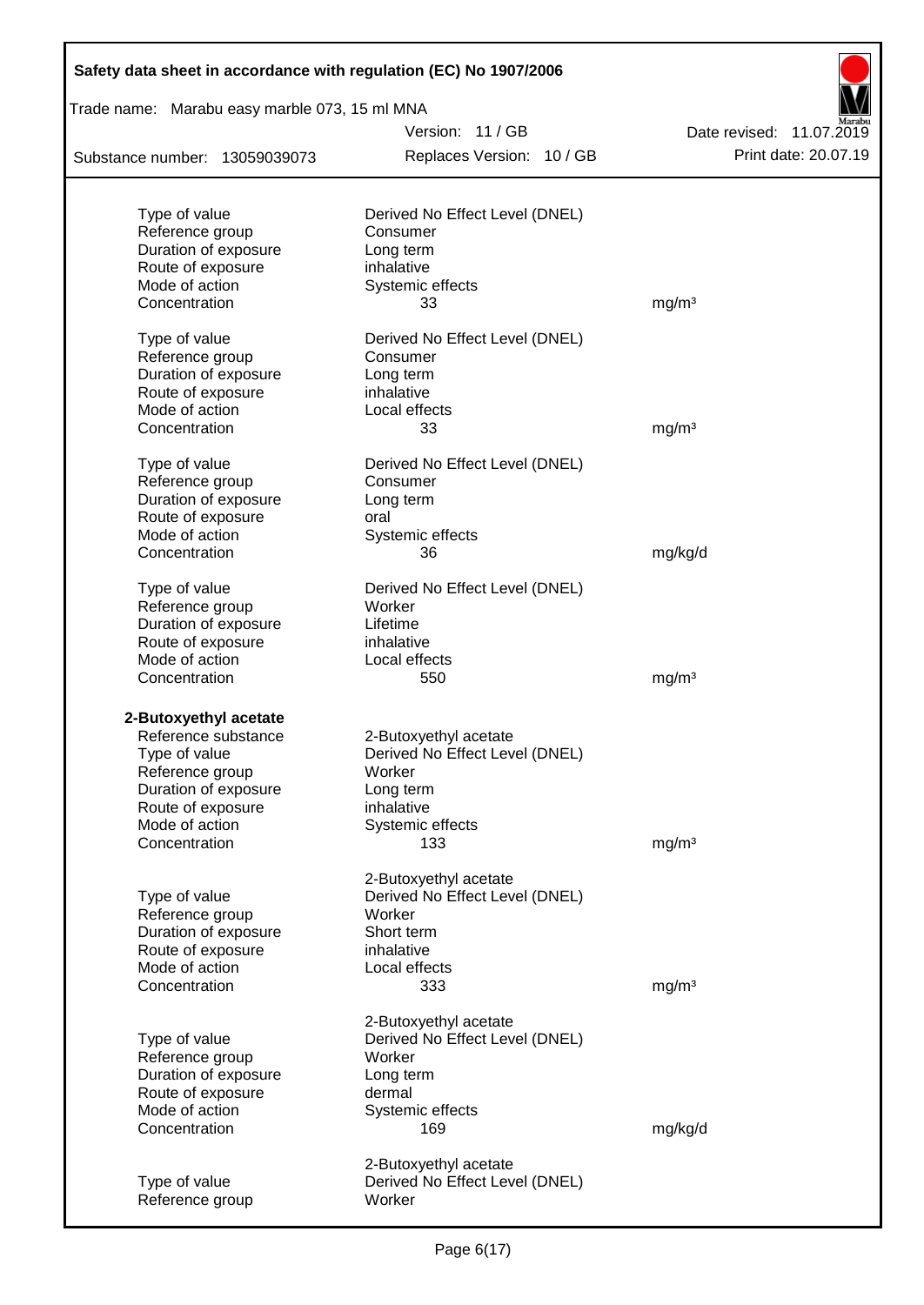| | | |
|---|---|---|
| Type of value | Derived No Effect Level (DNEL) | |
| Reference group | Consumer | |
| Duration of exposure | Long term | |
| Route of exposure | inhalative | |
| Mode of action | Systemic effects | |
| Concentration | 33 | mg/m³ |

| | | |
|---|---|---|
| Type of value | Derived No Effect Level (DNEL) | |
| Reference group | Consumer | |
| Duration of exposure | Long term | |
| Route of exposure | inhalative | |
| Mode of action | Local effects | |
| Concentration | 33 | mg/m³ |

| | | |
|---|---|---|
| Type of value | Derived No Effect Level (DNEL) | |
| Reference group | Consumer | |
| Duration of exposure | Long term | |
| Route of exposure | oral | |
| Mode of action | Systemic effects | |
| Concentration | 36 | mg/kg/d |

| | | |
|---|---|---|
| Type of value | Derived No Effect Level (DNEL) | |
| Reference group | Worker | |
| Duration of exposure | Lifetime | |
| Route of exposure | inhalative | |
| Mode of action | Local effects | |
| Concentration | 550 | mg/m³ |

**2-Butoxyethyl acetate**

| | | |
|---|---|---|
| Reference substance | 2-Butoxyethyl acetate | |
| Type of value | Derived No Effect Level (DNEL) | |
| Reference group | Worker | |
| Duration of exposure | Long term | |
| Route of exposure | inhalative | |
| Mode of action | Systemic effects | |
| Concentration | 133 | mg/m³ |

| | | |
|---|---|---|
| | 2-Butoxyethyl acetate | |
| Type of value | Derived No Effect Level (DNEL) | |
| Reference group | Worker | |
| Duration of exposure | Short term | |
| Route of exposure | inhalative | |
| Mode of action | Local effects | |
| Concentration | 333 | mg/m³ |

| | | |
|---|---|---|
| | 2-Butoxyethyl acetate | |
| Type of value | Derived No Effect Level (DNEL) | |
| Reference group | Worker | |
| Duration of exposure | Long term | |
| Route of exposure | dermal | |
| Mode of action | Systemic effects | |
| Concentration | 169 | mg/kg/d |

| | | |
|---|---|---|
| | 2-Butoxyethyl acetate | |
| Type of value | Derived No Effect Level (DNEL) | |
| Reference group | Worker | |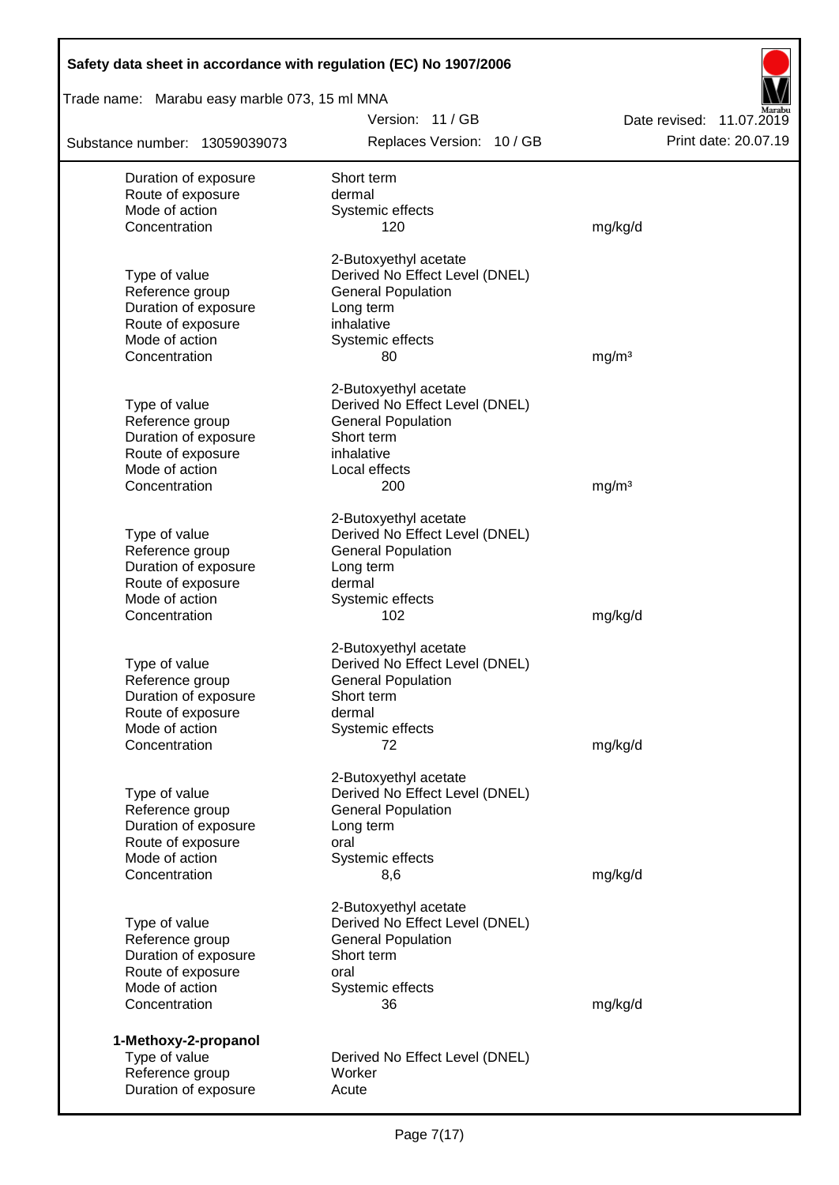| | | |
|---|---|---|
| Duration of exposure | Short term | |
| Route of exposure | dermal | |
| Mode of action | Systemic effects | |
| Concentration | 120 | mg/kg/d |

| | 2-Butoxyethyl acetate | |
|---|---|---|
| Type of value | Derived No Effect Level (DNEL) | |
| Reference group | General Population | |
| Duration of exposure | Long term | |
| Route of exposure | inhalative | |
| Mode of action | Systemic effects | |
| Concentration | 80 | mg/m³ |

| | 2-Butoxyethyl acetate | |
|---|---|---|
| Type of value | Derived No Effect Level (DNEL) | |
| Reference group | General Population | |
| Duration of exposure | Short term | |
| Route of exposure | inhalative | |
| Mode of action | Local effects | |
| Concentration | 200 | mg/m³ |

| | 2-Butoxyethyl acetate | |
|---|---|---|
| Type of value | Derived No Effect Level (DNEL) | |
| Reference group | General Population | |
| Duration of exposure | Long term | |
| Route of exposure | dermal | |
| Mode of action | Systemic effects | |
| Concentration | 102 | mg/kg/d |

| | 2-Butoxyethyl acetate | |
|---|---|---|
| Type of value | Derived No Effect Level (DNEL) | |
| Reference group | General Population | |
| Duration of exposure | Short term | |
| Route of exposure | dermal | |
| Mode of action | Systemic effects | |
| Concentration | 72 | mg/kg/d |

| | 2-Butoxyethyl acetate | |
|---|---|---|
| Type of value | Derived No Effect Level (DNEL) | |
| Reference group | General Population | |
| Duration of exposure | Long term | |
| Route of exposure | oral | |
| Mode of action | Systemic effects | |
| Concentration | 8,6 | mg/kg/d |

| | 2-Butoxyethyl acetate | |
|---|---|---|
| Type of value | Derived No Effect Level (DNEL) | |
| Reference group | General Population | |
| Duration of exposure | Short term | |
| Route of exposure | oral | |
| Mode of action | Systemic effects | |
| Concentration | 36 | mg/kg/d |

**1-Methoxy-2-propanol**

| | |
|---|---|
| Type of value | Derived No Effect Level (DNEL) |
| Reference group | Worker |
| Duration of exposure | Acute |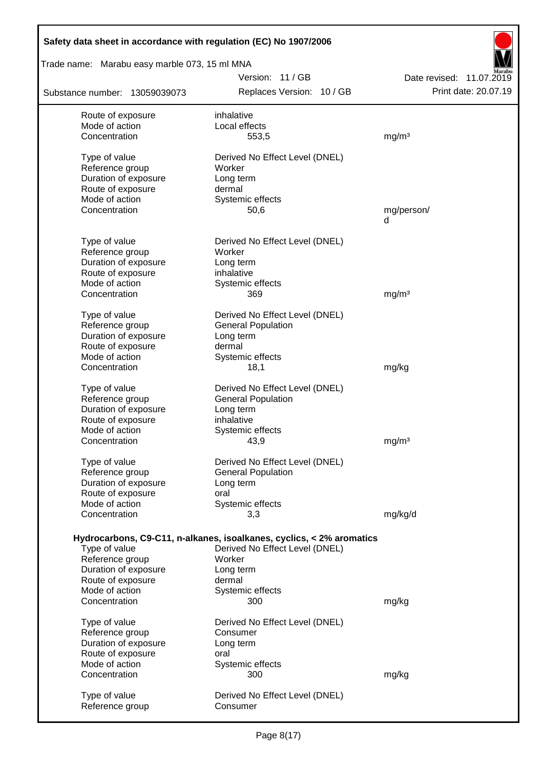| | | |
|---|---|---|
| Route of exposure | inhalative | |
| Mode of action | Local effects | |
| Concentration | 553,5 | mg/m³ |
| | | |
| Type of value | Derived No Effect Level (DNEL) | |
| Reference group | Worker | |
| Duration of exposure | Long term | |
| Route of exposure | dermal | |
| Mode of action | Systemic effects | |
| Concentration | 50,6 | mg/person/d |
| | | |
| Type of value | Derived No Effect Level (DNEL) | |
| Reference group | Worker | |
| Duration of exposure | Long term | |
| Route of exposure | inhalative | |
| Mode of action | Systemic effects | |
| Concentration | 369 | mg/m³ |
| | | |
| Type of value | Derived No Effect Level (DNEL) | |
| Reference group | General Population | |
| Duration of exposure | Long term | |
| Route of exposure | dermal | |
| Mode of action | Systemic effects | |
| Concentration | 18,1 | mg/kg |
| | | |
| Type of value | Derived No Effect Level (DNEL) | |
| Reference group | General Population | |
| Duration of exposure | Long term | |
| Route of exposure | inhalative | |
| Mode of action | Systemic effects | |
| Concentration | 43,9 | mg/m³ |
| | | |
| Type of value | Derived No Effect Level (DNEL) | |
| Reference group | General Population | |
| Duration of exposure | Long term | |
| Route of exposure | oral | |
| Mode of action | Systemic effects | |
| Concentration | 3,3 | mg/kg/d |

**Hydrocarbons, C9-C11, n-alkanes, isoalkanes, cyclics, < 2% aromatics**

| | | |
|---|---|---|
| Type of value | Derived No Effect Level (DNEL) | |
| Reference group | Worker | |
| Duration of exposure | Long term | |
| Route of exposure | dermal | |
| Mode of action | Systemic effects | |
| Concentration | 300 | mg/kg |
| | | |
| Type of value | Derived No Effect Level (DNEL) | |
| Reference group | Consumer | |
| Duration of exposure | Long term | |
| Route of exposure | oral | |
| Mode of action | Systemic effects | |
| Concentration | 300 | mg/kg |
| | | |
| Type of value | Derived No Effect Level (DNEL) | |
| Reference group | Consumer | |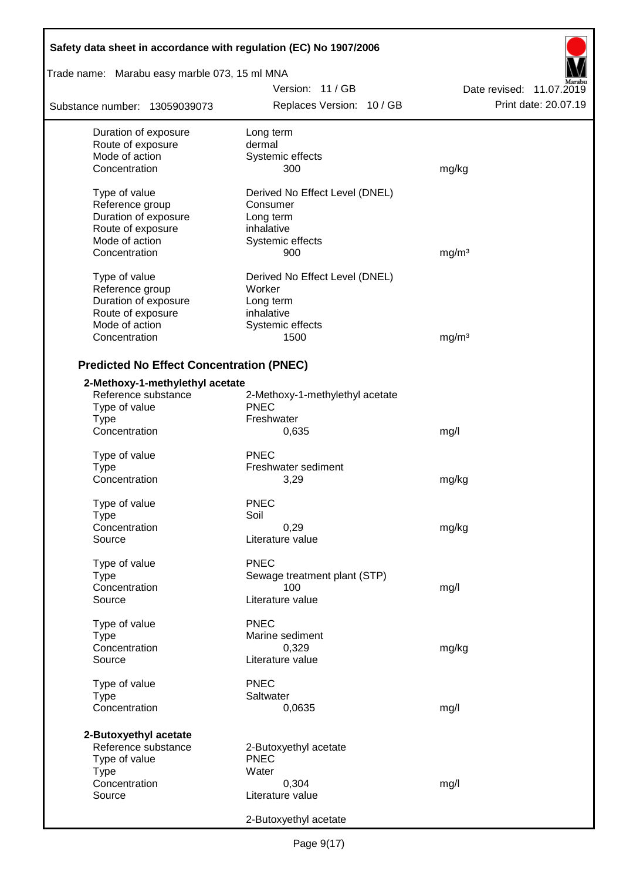| | | |
|---|---|---|
| Duration of exposure | Long term | |
| Route of exposure | dermal | |
| Mode of action | Systemic effects | |
| Concentration | 300 | mg/kg |

| | | |
|---|---|---|
| Type of value | Derived No Effect Level (DNEL) | |
| Reference group | Consumer | |
| Duration of exposure | Long term | |
| Route of exposure | inhalative | |
| Mode of action | Systemic effects | |
| Concentration | 900 | mg/m³ |

| | | |
|---|---|---|
| Type of value | Derived No Effect Level (DNEL) | |
| Reference group | Worker | |
| Duration of exposure | Long term | |
| Route of exposure | inhalative | |
| Mode of action | Systemic effects | |
| Concentration | 1500 | mg/m³ |

## Predicted No Effect Concentration (PNEC)

**2-Methoxy-1-methylethyl acetate**

| | | |
|---|---|---|
| Reference substance | 2-Methoxy-1-methylethyl acetate | |
| Type of value | PNEC | |
| Type | Freshwater | |
| Concentration | 0,635 | mg/l |

| | | |
|---|---|---|
| Type of value | PNEC | |
| Type | Freshwater sediment | |
| Concentration | 3,29 | mg/kg |

| | | |
|---|---|---|
| Type of value | PNEC | |
| Type | Soil | |
| Concentration | 0,29 | mg/kg |
| Source | Literature value | |

| | | |
|---|---|---|
| Type of value | PNEC | |
| Type | Sewage treatment plant (STP) | |
| Concentration | 100 | mg/l |
| Source | Literature value | |

| | | |
|---|---|---|
| Type of value | PNEC | |
| Type | Marine sediment | |
| Concentration | 0,329 | mg/kg |
| Source | Literature value | |

| | | |
|---|---|---|
| Type of value | PNEC | |
| Type | Saltwater | |
| Concentration | 0,0635 | mg/l |

**2-Butoxyethyl acetate**

| | | |
|---|---|---|
| Reference substance | 2-Butoxyethyl acetate | |
| Type of value | PNEC | |
| Type | Water | |
| Concentration | 0,304 | mg/l |
| Source | Literature value | |

2-Butoxyethyl acetate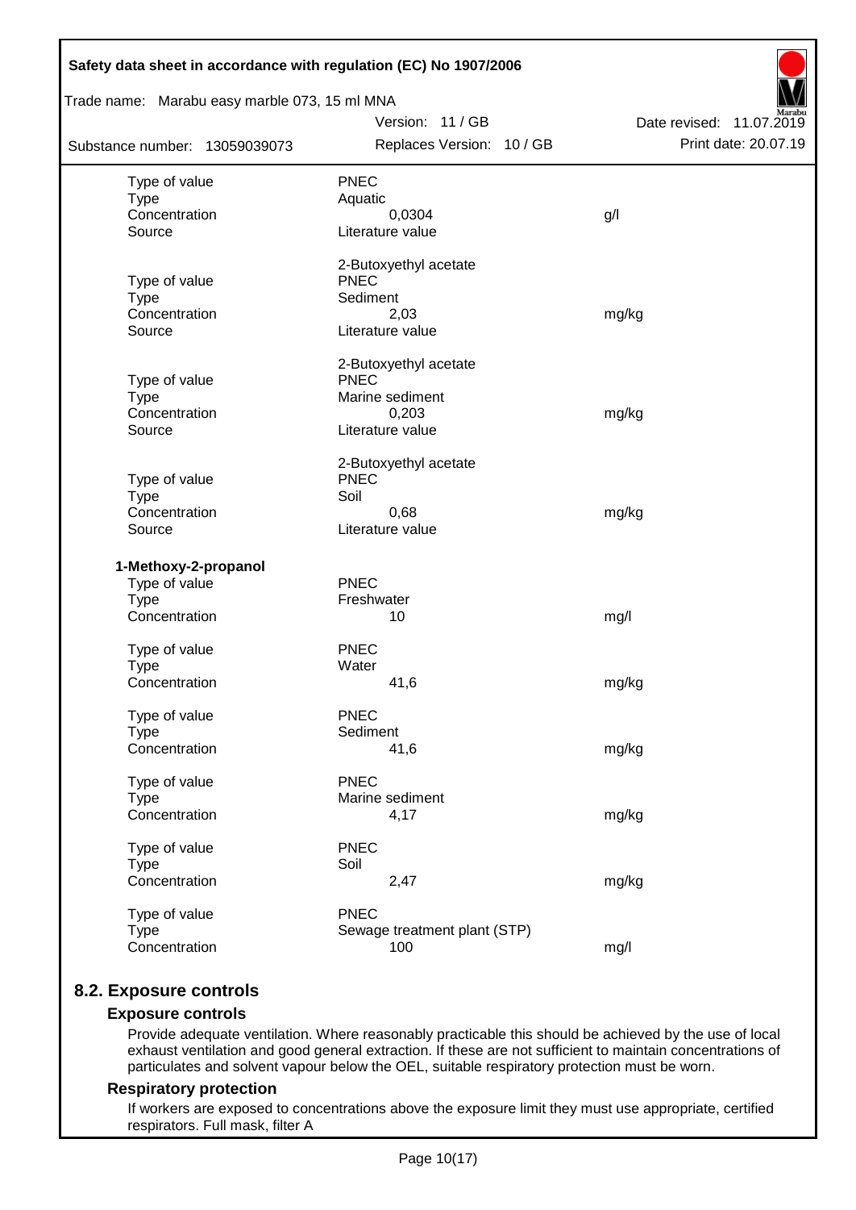| | | |
|---|---|---|
| Type of value | PNEC | |
| Type | Aquatic | |
| Concentration | 0,0304 | g/l |
| Source | Literature value | |
| | 2-Butoxyethyl acetate | |
| Type of value | PNEC | |
| Type | Sediment | |
| Concentration | 2,03 | mg/kg |
| Source | Literature value | |
| | 2-Butoxyethyl acetate | |
| Type of value | PNEC | |
| Type | Marine sediment | |
| Concentration | 0,203 | mg/kg |
| Source | Literature value | |
| | 2-Butoxyethyl acetate | |
| Type of value | PNEC | |
| Type | Soil | |
| Concentration | 0,68 | mg/kg |
| Source | Literature value | |

**1-Methoxy-2-propanol**

| | | |
|---|---|---|
| Type of value | PNEC | |
| Type | Freshwater | |
| Concentration | 10 | mg/l |
| Type of value | PNEC | |
| Type | Water | |
| Concentration | 41,6 | mg/kg |
| Type of value | PNEC | |
| Type | Sediment | |
| Concentration | 41,6 | mg/kg |
| Type of value | PNEC | |
| Type | Marine sediment | |
| Concentration | 4,17 | mg/kg |
| Type of value | PNEC | |
| Type | Soil | |
| Concentration | 2,47 | mg/kg |
| Type of value | PNEC | |
| Type | Sewage treatment plant (STP) | |
| Concentration | 100 | mg/l |

## 8.2. Exposure controls

### Exposure controls

Provide adequate ventilation. Where reasonably practicable this should be achieved by the use of local exhaust ventilation and good general extraction. If these are not sufficient to maintain concentrations of particulates and solvent vapour below the OEL, suitable respiratory protection must be worn.

### Respiratory protection

If workers are exposed to concentrations above the exposure limit they must use appropriate, certified respirators. Full mask, filter A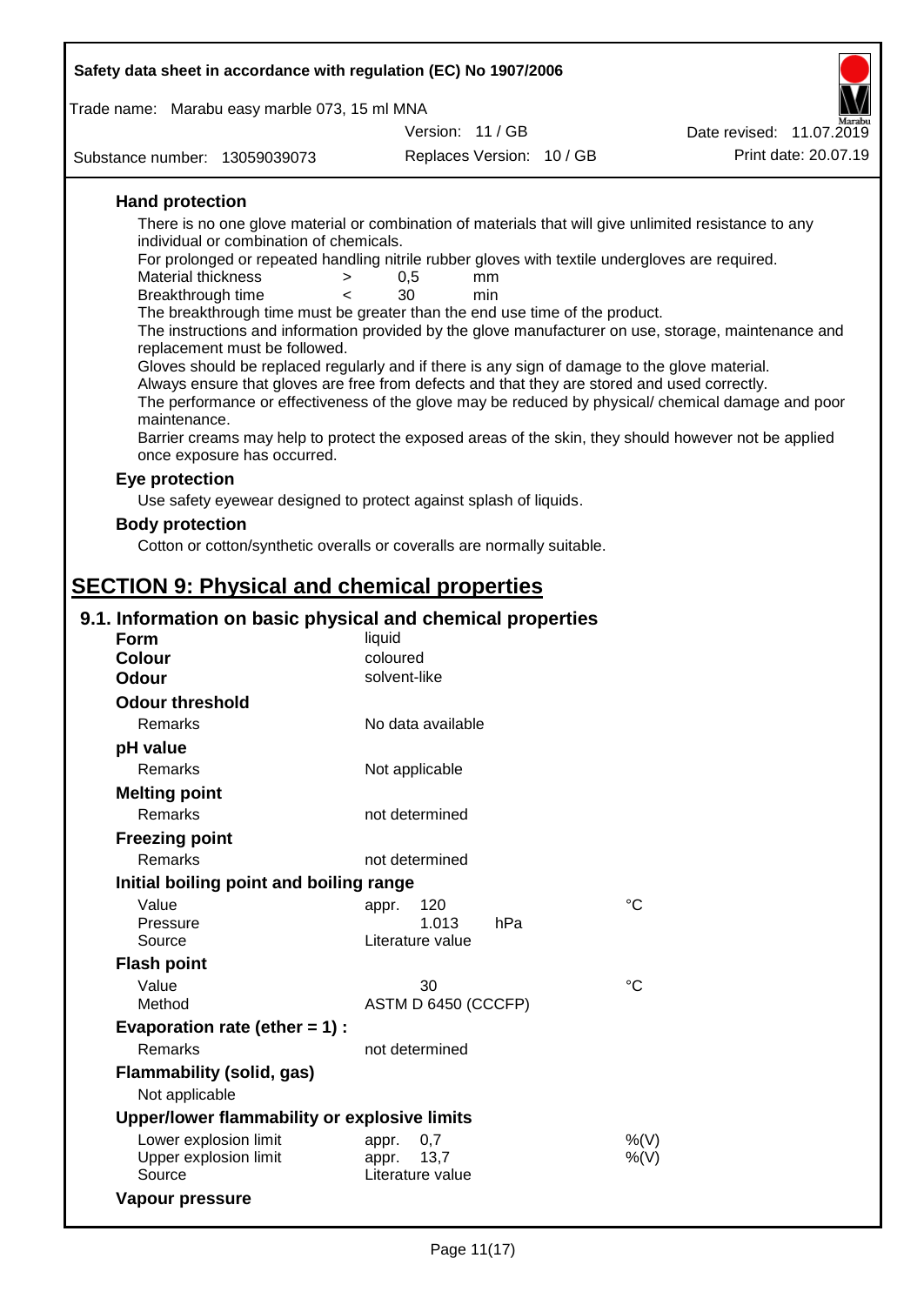### Hand protection

There is no one glove material or combination of materials that will give unlimited resistance to any individual or combination of chemicals.

For prolonged or repeated handling nitrile rubber gloves with textile undergloves are required.

| | | | |
|---|---|---|---|
| Material thickness | > | 0,5 | mm |
| Breakthrough time | < | 30 | min |

The breakthrough time must be greater than the end use time of the product.

The instructions and information provided by the glove manufacturer on use, storage, maintenance and replacement must be followed.

Gloves should be replaced regularly and if there is any sign of damage to the glove material.

Always ensure that gloves are free from defects and that they are stored and used correctly.

The performance or effectiveness of the glove may be reduced by physical/ chemical damage and poor maintenance.

Barrier creams may help to protect the exposed areas of the skin, they should however not be applied once exposure has occurred.

### Eye protection

Use safety eyewear designed to protect against splash of liquids.

### Body protection

Cotton or cotton/synthetic overalls or coveralls are normally suitable.

# SECTION 9: Physical and chemical properties

## 9.1. Information on basic physical and chemical properties

**Form** liquid
**Colour** coloured
**Odour** solvent-like

**Odour threshold**
Remarks: No data available

**pH value**
Remarks: Not applicable

**Melting point**
Remarks: not determined

**Freezing point**
Remarks: not determined

**Initial boiling point and boiling range**

| | | |
|---|---|---|
| Value | appr. 120 | °C |
| Pressure | 1.013 hPa | |
| Source | Literature value | |

**Flash point**

| | | |
|---|---|---|
| Value | 30 | °C |
| Method | ASTM D 6450 (CCCFP) | |

**Evaporation rate (ether = 1) :**
Remarks: not determined

**Flammability (solid, gas)**
Not applicable

**Upper/lower flammability or explosive limits**

| | | |
|---|---|---|
| Lower explosion limit | appr. 0,7 | %(V) |
| Upper explosion limit | appr. 13,7 | %(V) |
| Source | Literature value | |

**Vapour pressure**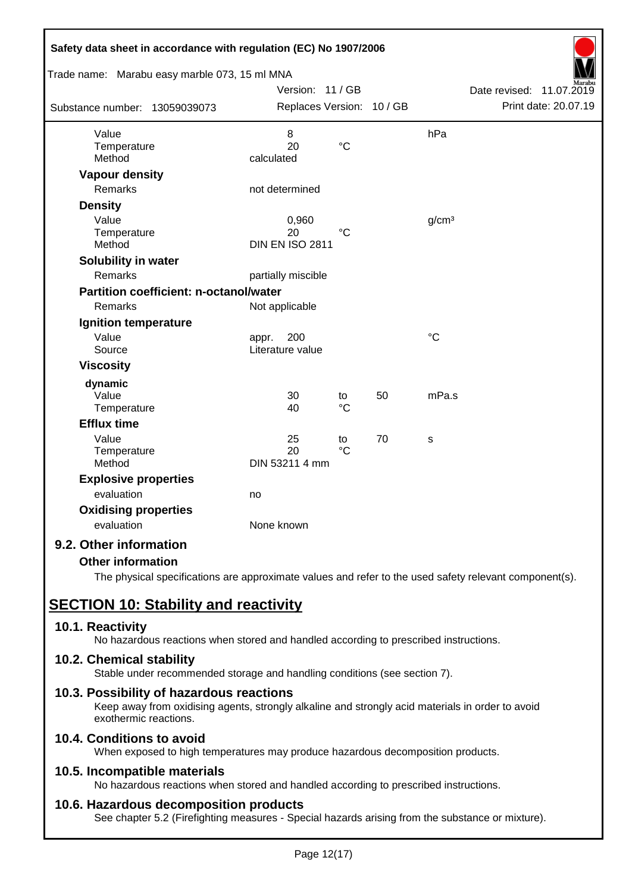| | | | | |
|---|---|---|---|---|
| Value | 8 | | | hPa |
| Temperature | 20 | °C | | |
| Method | calculated | | | |

**Vapour density**

| | |
|---|---|
| Remarks | not determined |

**Density**

| | | | | |
|---|---|---|---|---|
| Value | 0,960 | | | g/cm³ |
| Temperature | 20 | °C | | |
| Method | DIN EN ISO 2811 | | | |

**Solubility in water**

| | |
|---|---|
| Remarks | partially miscible |

**Partition coefficient: n-octanol/water**

| | |
|---|---|
| Remarks | Not applicable |

**Ignition temperature**

| | | |
|---|---|---|
| Value | appr. 200 | °C |
| Source | Literature value | |

**Viscosity**

**dynamic**

| | | | | |
|---|---|---|---|---|
| Value | 30 | to | 50 | mPa.s |
| Temperature | 40 | °C | | |

**Efflux time**

| | | | | |
|---|---|---|---|---|
| Value | 25 | to | 70 | s |
| Temperature | 20 | °C | | |
| Method | DIN 53211 4 mm | | | |

**Explosive properties**

| | |
|---|---|
| evaluation | no |

**Oxidising properties**

| | |
|---|---|
| evaluation | None known |

### 9.2. Other information

**Other information**

The physical specifications are approximate values and refer to the used safety relevant component(s).

## SECTION 10: Stability and reactivity

### 10.1. Reactivity

No hazardous reactions when stored and handled according to prescribed instructions.

### 10.2. Chemical stability

Stable under recommended storage and handling conditions (see section 7).

### 10.3. Possibility of hazardous reactions

Keep away from oxidising agents, strongly alkaline and strongly acid materials in order to avoid exothermic reactions.

### 10.4. Conditions to avoid

When exposed to high temperatures may produce hazardous decomposition products.

### 10.5. Incompatible materials

No hazardous reactions when stored and handled according to prescribed instructions.

### 10.6. Hazardous decomposition products

See chapter 5.2 (Firefighting measures - Special hazards arising from the substance or mixture).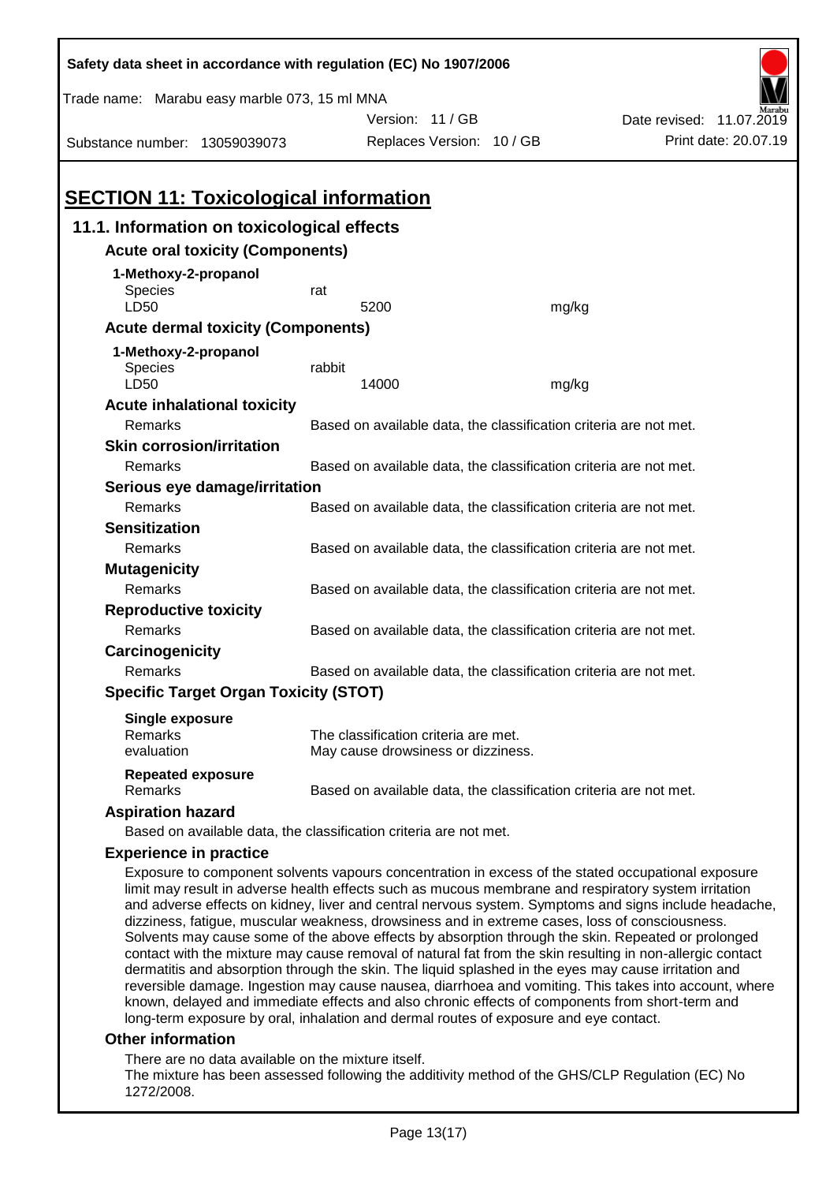# SECTION 11: Toxicological information

## 11.1. Information on toxicological effects

### Acute oral toxicity (Components)

**1-Methoxy-2-propanol**

| | | |
|---|---|---|
| Species | rat | |
| LD50 | 5200 | mg/kg |

### Acute dermal toxicity (Components)

**1-Methoxy-2-propanol**

| | | |
|---|---|---|
| Species | rabbit | |
| LD50 | 14000 | mg/kg |

### Acute inhalational toxicity

Remarks: Based on available data, the classification criteria are not met.

### Skin corrosion/irritation

Remarks: Based on available data, the classification criteria are not met.

### Serious eye damage/irritation

Remarks: Based on available data, the classification criteria are not met.

### Sensitization

Remarks: Based on available data, the classification criteria are not met.

### Mutagenicity

Remarks: Based on available data, the classification criteria are not met.

### Reproductive toxicity

Remarks: Based on available data, the classification criteria are not met.

### Carcinogenicity

Remarks: Based on available data, the classification criteria are not met.

### Specific Target Organ Toxicity (STOT)

**Single exposure**

Remarks: The classification criteria are met.
evaluation: May cause drowsiness or dizziness.

**Repeated exposure**

Remarks: Based on available data, the classification criteria are not met.

### Aspiration hazard

Based on available data, the classification criteria are not met.

### Experience in practice

Exposure to component solvents vapours concentration in excess of the stated occupational exposure limit may result in adverse health effects such as mucous membrane and respiratory system irritation and adverse effects on kidney, liver and central nervous system. Symptoms and signs include headache, dizziness, fatigue, muscular weakness, drowsiness and in extreme cases, loss of consciousness. Solvents may cause some of the above effects by absorption through the skin. Repeated or prolonged contact with the mixture may cause removal of natural fat from the skin resulting in non-allergic contact dermatitis and absorption through the skin. The liquid splashed in the eyes may cause irritation and reversible damage. Ingestion may cause nausea, diarrhoea and vomiting. This takes into account, where known, delayed and immediate effects and also chronic effects of components from short-term and long-term exposure by oral, inhalation and dermal routes of exposure and eye contact.

### Other information

There are no data available on the mixture itself.
The mixture has been assessed following the additivity method of the GHS/CLP Regulation (EC) No 1272/2008.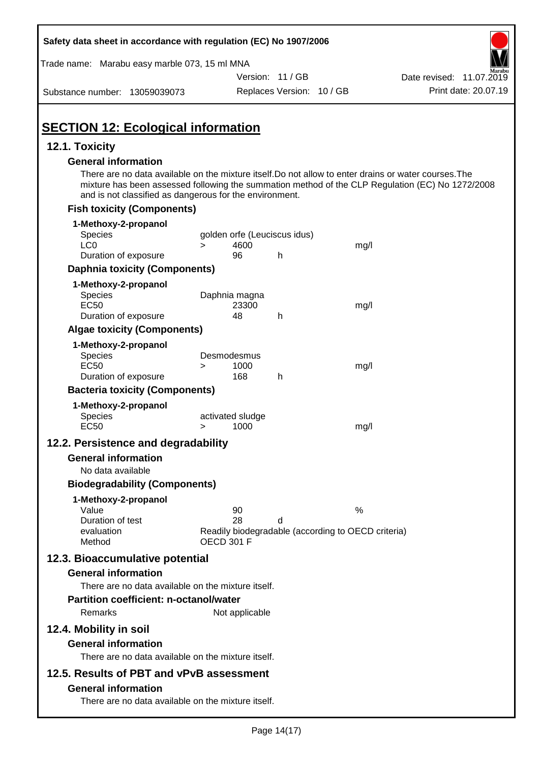# SECTION 12: Ecological information

## 12.1. Toxicity

### General information

There are no data available on the mixture itself.Do not allow to enter drains or water courses.The mixture has been assessed following the summation method of the CLP Regulation (EC) No 1272/2008 and is not classified as dangerous for the environment.

### Fish toxicity (Components)

**1-Methoxy-2-propanol**

| | | | | |
|---|---|---|---|---|
| Species | golden orfe (Leuciscus idus) | | | |
| LC0 | > | 4600 | | mg/l |
| Duration of exposure | | 96 | h | |

### Daphnia toxicity (Components)

**1-Methoxy-2-propanol**

| | | | | |
|---|---|---|---|---|
| Species | Daphnia magna | | | |
| EC50 | | 23300 | | mg/l |
| Duration of exposure | | 48 | h | |

### Algae toxicity (Components)

**1-Methoxy-2-propanol**

| | | | | |
|---|---|---|---|---|
| Species | Desmodesmus | | | |
| EC50 | > | 1000 | | mg/l |
| Duration of exposure | | 168 | h | |

### Bacteria toxicity (Components)

**1-Methoxy-2-propanol**

| | | | | |
|---|---|---|---|---|
| Species | activated sludge | | | |
| EC50 | > | 1000 | | mg/l |

## 12.2. Persistence and degradability

### General information

No data available

### Biodegradability (Components)

**1-Methoxy-2-propanol**

| | | | |
|---|---|---|---|
| Value | 90 | | % |
| Duration of test | 28 | d | |
| evaluation | Readily biodegradable (according to OECD criteria) | | |
| Method | OECD 301 F | | |

## 12.3. Bioaccumulative potential

### General information

There are no data available on the mixture itself.

### Partition coefficient: n-octanol/water

Remarks    Not applicable

## 12.4. Mobility in soil

### General information

There are no data available on the mixture itself.

## 12.5. Results of PBT and vPvB assessment

### General information

There are no data available on the mixture itself.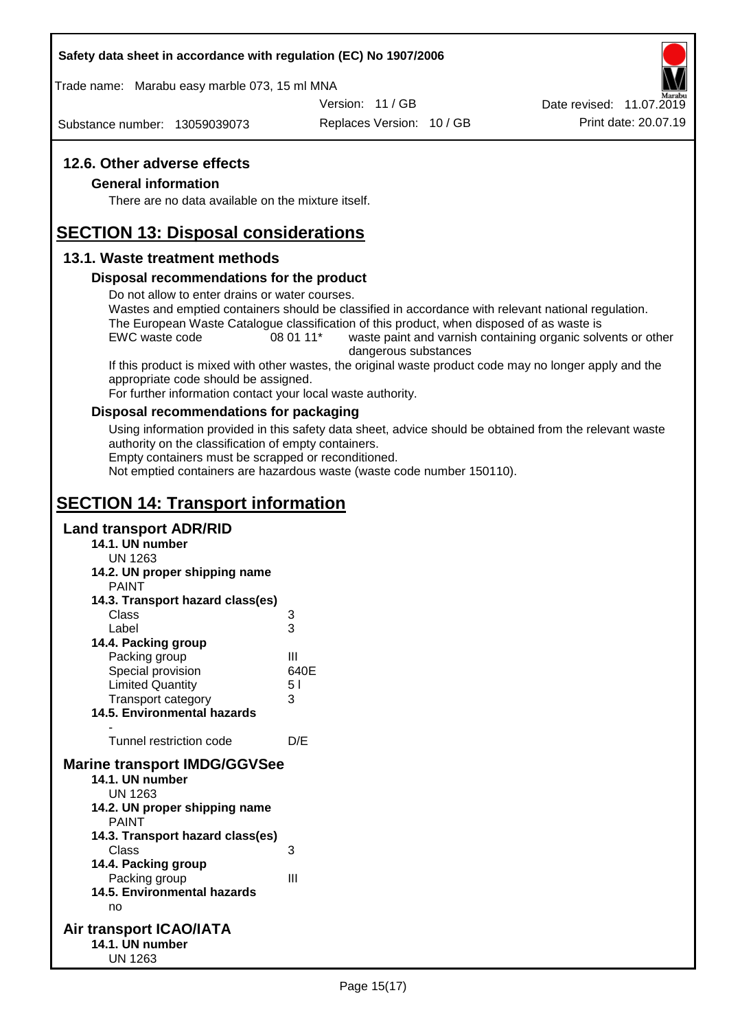### 12.6. Other adverse effects

**General information**

There are no data available on the mixture itself.

## SECTION 13: Disposal considerations

### 13.1. Waste treatment methods

**Disposal recommendations for the product**

Do not allow to enter drains or water courses.
Wastes and emptied containers should be classified in accordance with relevant national regulation.
The European Waste Catalogue classification of this product, when disposed of as waste is

| EWC waste code | 08 01 11* | waste paint and varnish containing organic solvents or other dangerous substances |
|---|---|---|

If this product is mixed with other wastes, the original waste product code may no longer apply and the appropriate code should be assigned.
For further information contact your local waste authority.

**Disposal recommendations for packaging**

Using information provided in this safety data sheet, advice should be obtained from the relevant waste authority on the classification of empty containers.
Empty containers must be scrapped or reconditioned.
Not emptied containers are hazardous waste (waste code number 150110).

## SECTION 14: Transport information

### Land transport ADR/RID

**14.1. UN number**
UN 1263

**14.2. UN proper shipping name**
PAINT

**14.3. Transport hazard class(es)**

| | |
|---|---|
| Class | 3 |
| Label | 3 |

**14.4. Packing group**

| | |
|---|---|
| Packing group | III |
| Special provision | 640E |
| Limited Quantity | 5 l |
| Transport category | 3 |

**14.5. Environmental hazards**
-

| | |
|---|---|
| Tunnel restriction code | D/E |

### Marine transport IMDG/GGVSee

**14.1. UN number**
UN 1263

**14.2. UN proper shipping name**
PAINT

**14.3. Transport hazard class(es)**

| | |
|---|---|
| Class | 3 |

**14.4. Packing group**

| | |
|---|---|
| Packing group | III |

**14.5. Environmental hazards**
no

### Air transport ICAO/IATA

**14.1. UN number**
UN 1263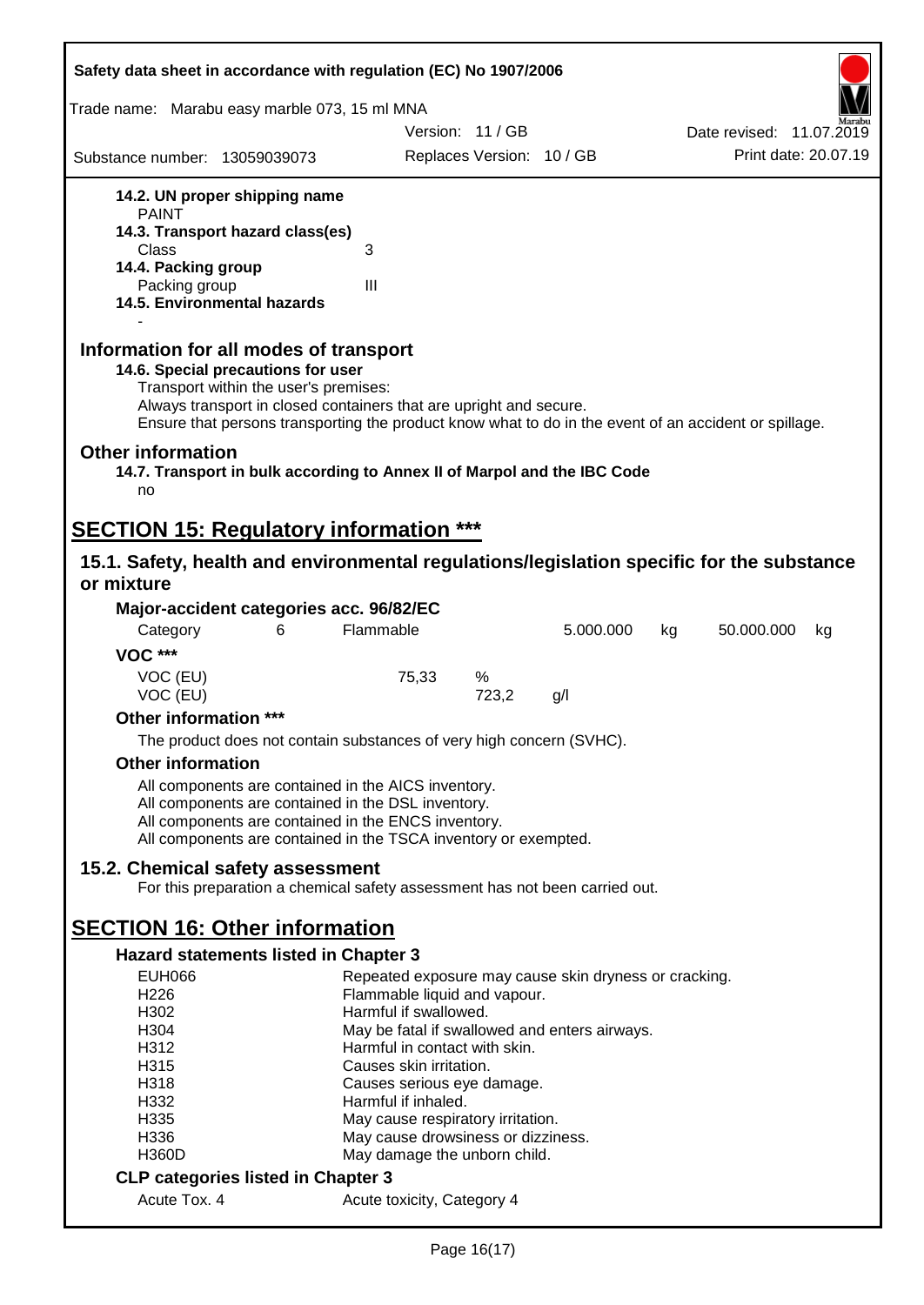**14.2. UN proper shipping name**
PAINT

**14.3. Transport hazard class(es)**

Class 3

**14.4. Packing group**

Packing group III

**14.5. Environmental hazards**

-

## Information for all modes of transport

**14.6. Special precautions for user**

Transport within the user's premises:
Always transport in closed containers that are upright and secure.
Ensure that persons transporting the product know what to do in the event of an accident or spillage.

## Other information

**14.7. Transport in bulk according to Annex II of Marpol and the IBC Code**

no

# SECTION 15: Regulatory information ***

## 15.1. Safety, health and environmental regulations/legislation specific for the substance or mixture

**Major-accident categories acc. 96/82/EC**

| Category | 6 | Flammable | 5.000.000 | kg | 50.000.000 | kg |
|---|---|---|---|---|---|---|

**VOC *****

| VOC (EU) | 75,33 | % |
|---|---|---|
| VOC (EU) | 723,2 | g/l |

**Other information *****

The product does not contain substances of very high concern (SVHC).

**Other information**

All components are contained in the AICS inventory.
All components are contained in the DSL inventory.
All components are contained in the ENCS inventory.
All components are contained in the TSCA inventory or exempted.

## 15.2. Chemical safety assessment

For this preparation a chemical safety assessment has not been carried out.

# SECTION 16: Other information

**Hazard statements listed in Chapter 3**

| | |
|---|---|
| EUH066 | Repeated exposure may cause skin dryness or cracking. |
| H226 | Flammable liquid and vapour. |
| H302 | Harmful if swallowed. |
| H304 | May be fatal if swallowed and enters airways. |
| H312 | Harmful in contact with skin. |
| H315 | Causes skin irritation. |
| H318 | Causes serious eye damage. |
| H332 | Harmful if inhaled. |
| H335 | May cause respiratory irritation. |
| H336 | May cause drowsiness or dizziness. |
| H360D | May damage the unborn child. |

**CLP categories listed in Chapter 3**

| | |
|---|---|
| Acute Tox. 4 | Acute toxicity, Category 4 |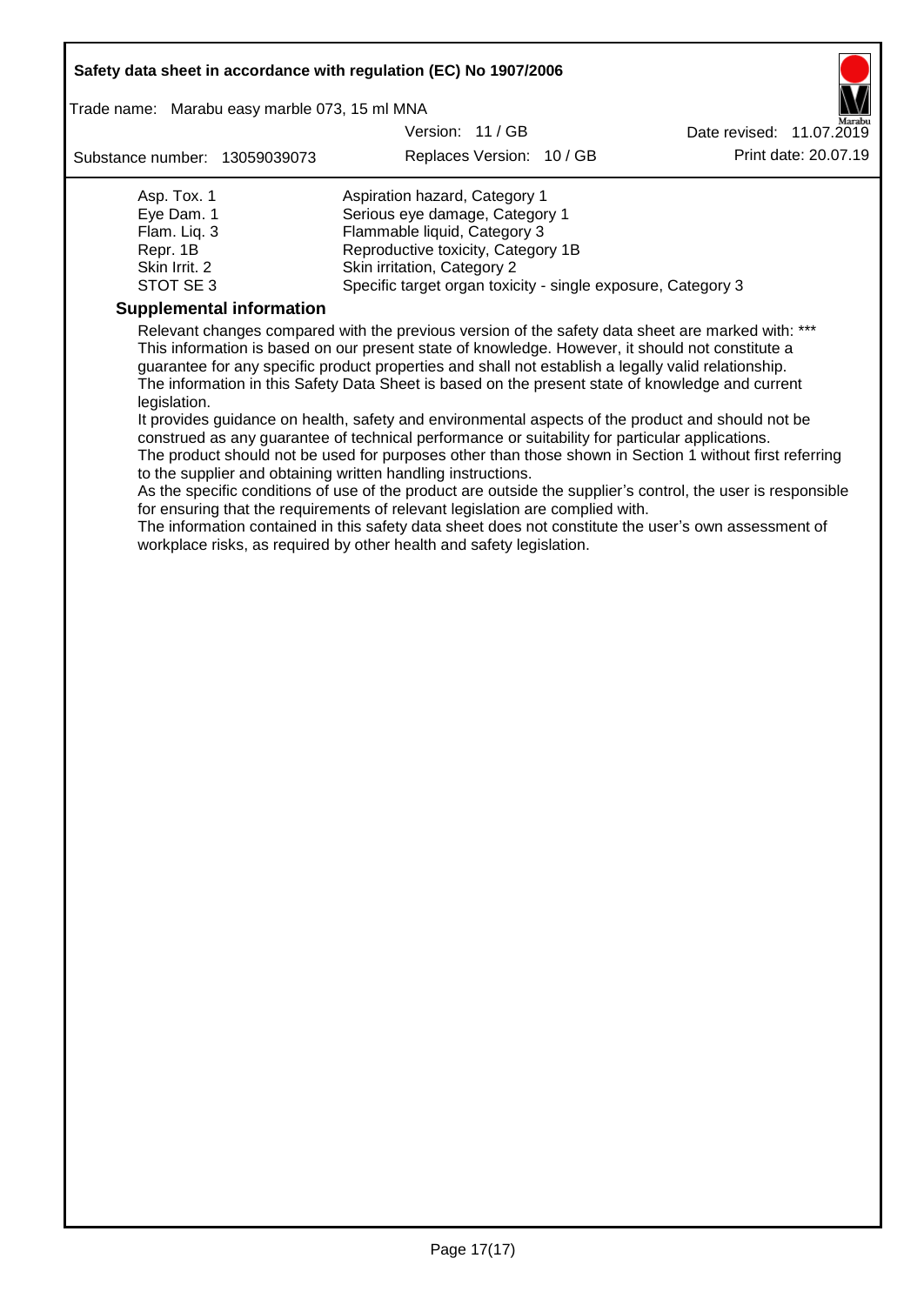| | |
|---|---|
| Asp. Tox. 1 | Aspiration hazard, Category 1 |
| Eye Dam. 1 | Serious eye damage, Category 1 |
| Flam. Liq. 3 | Flammable liquid, Category 3 |
| Repr. 1B | Reproductive toxicity, Category 1B |
| Skin Irrit. 2 | Skin irritation, Category 2 |
| STOT SE 3 | Specific target organ toxicity - single exposure, Category 3 |

## Supplemental information

Relevant changes compared with the previous version of the safety data sheet are marked with: ***
This information is based on our present state of knowledge. However, it should not constitute a guarantee for any specific product properties and shall not establish a legally valid relationship.
The information in this Safety Data Sheet is based on the present state of knowledge and current legislation.
It provides guidance on health, safety and environmental aspects of the product and should not be construed as any guarantee of technical performance or suitability for particular applications.
The product should not be used for purposes other than those shown in Section 1 without first referring to the supplier and obtaining written handling instructions.
As the specific conditions of use of the product are outside the supplier's control, the user is responsible for ensuring that the requirements of relevant legislation are complied with.
The information contained in this safety data sheet does not constitute the user's own assessment of workplace risks, as required by other health and safety legislation.